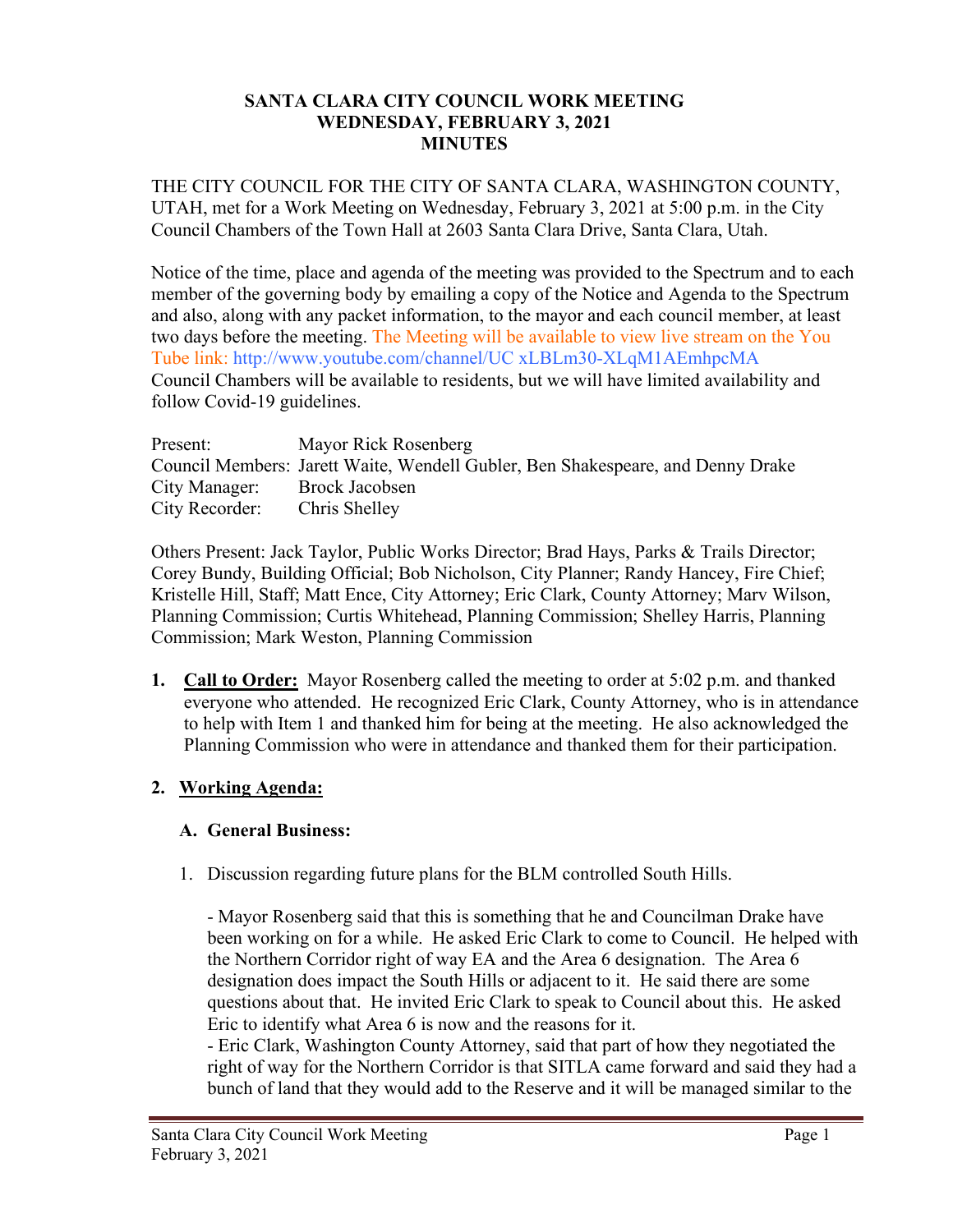# SANTA CLARA CITY COUNCIL WORK MEETING
## WEDNESDAY, FEBRUARY 3, 2021
## MINUTES

THE CITY COUNCIL FOR THE CITY OF SANTA CLARA, WASHINGTON COUNTY, UTAH, met for a Work Meeting on Wednesday, February 3, 2021 at 5:00 p.m. in the City Council Chambers of the Town Hall at 2603 Santa Clara Drive, Santa Clara, Utah.

Notice of the time, place and agenda of the meeting was provided to the Spectrum and to each member of the governing body by emailing a copy of the Notice and Agenda to the Spectrum and also, along with any packet information, to the mayor and each council member, at least two days before the meeting. The Meeting will be available to view live stream on the You Tube link: http://www.youtube.com/channel/UC xLBLm30-XLqM1AEmhpcMA
Council Chambers will be available to residents, but we will have limited availability and follow Covid-19 guidelines.

Present: Mayor Rick Rosenberg
Council Members: Jarett Waite, Wendell Gubler, Ben Shakespeare, and Denny Drake
City Manager: Brock Jacobsen
City Recorder: Chris Shelley

Others Present: Jack Taylor, Public Works Director; Brad Hays, Parks & Trails Director; Corey Bundy, Building Official; Bob Nicholson, City Planner; Randy Hancey, Fire Chief; Kristelle Hill, Staff; Matt Ence, City Attorney; Eric Clark, County Attorney; Marv Wilson, Planning Commission; Curtis Whitehead, Planning Commission; Shelley Harris, Planning Commission; Mark Weston, Planning Commission

1. **Call to Order:** Mayor Rosenberg called the meeting to order at 5:02 p.m. and thanked everyone who attended. He recognized Eric Clark, County Attorney, who is in attendance to help with Item 1 and thanked him for being at the meeting. He also acknowledged the Planning Commission who were in attendance and thanked them for their participation.

2. **Working Agenda:**

   **A. General Business:**

   1. Discussion regarding future plans for the BLM controlled South Hills.

      - Mayor Rosenberg said that this is something that he and Councilman Drake have been working on for a while. He asked Eric Clark to come to Council. He helped with the Northern Corridor right of way EA and the Area 6 designation. The Area 6 designation does impact the South Hills or adjacent to it. He said there are some questions about that. He invited Eric Clark to speak to Council about this. He asked Eric to identify what Area 6 is now and the reasons for it.
      - Eric Clark, Washington County Attorney, said that part of how they negotiated the right of way for the Northern Corridor is that SITLA came forward and said they had a bunch of land that they would add to the Reserve and it will be managed similar to the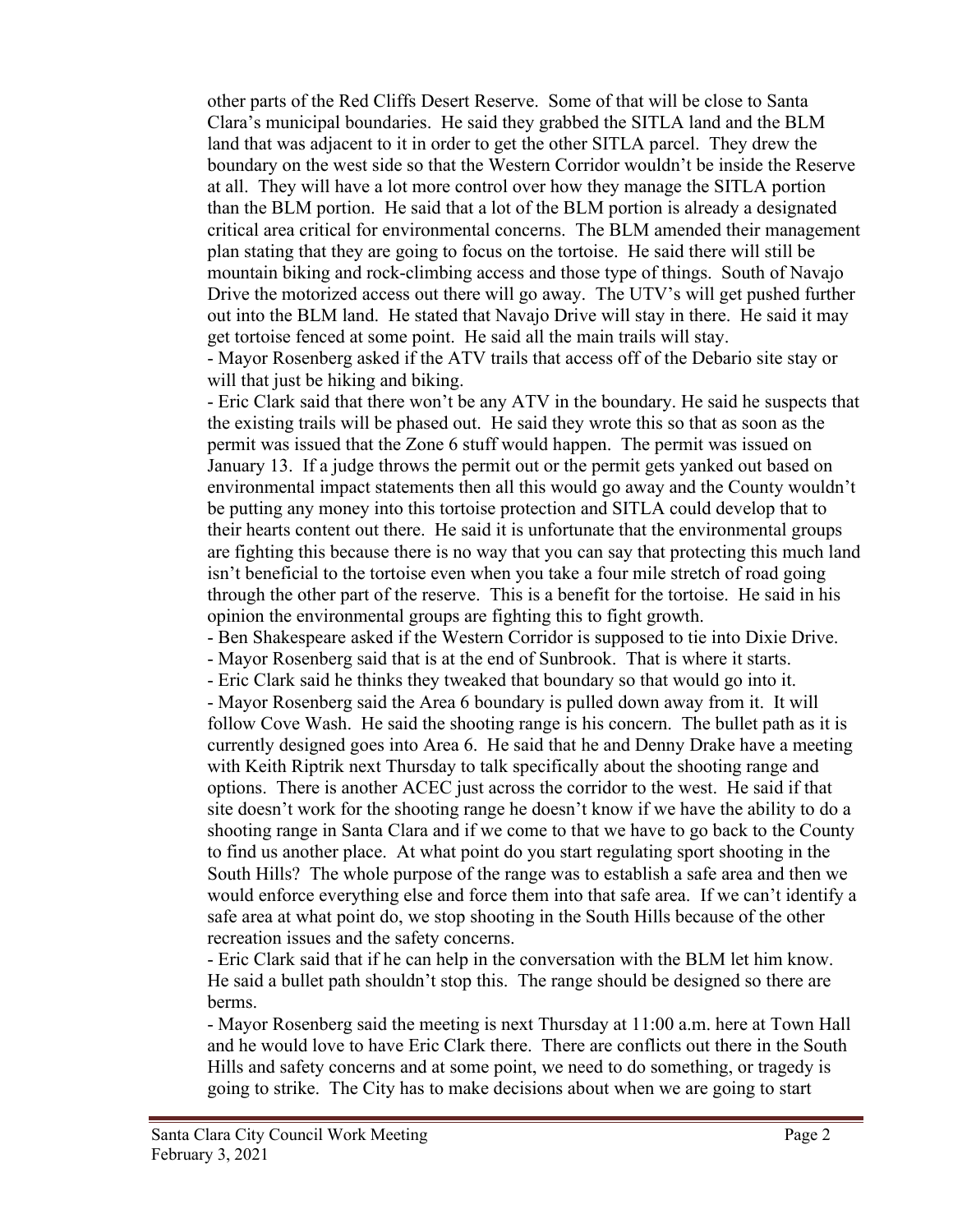other parts of the Red Cliffs Desert Reserve. Some of that will be close to Santa Clara's municipal boundaries. He said they grabbed the SITLA land and the BLM land that was adjacent to it in order to get the other SITLA parcel. They drew the boundary on the west side so that the Western Corridor wouldn't be inside the Reserve at all. They will have a lot more control over how they manage the SITLA portion than the BLM portion. He said that a lot of the BLM portion is already a designated critical area critical for environmental concerns. The BLM amended their management plan stating that they are going to focus on the tortoise. He said there will still be mountain biking and rock-climbing access and those type of things. South of Navajo Drive the motorized access out there will go away. The UTV's will get pushed further out into the BLM land. He stated that Navajo Drive will stay in there. He said it may get tortoise fenced at some point. He said all the main trails will stay.

- Mayor Rosenberg asked if the ATV trails that access off of the Debario site stay or will that just be hiking and biking.
- Eric Clark said that there won't be any ATV in the boundary. He said he suspects that the existing trails will be phased out. He said they wrote this so that as soon as the permit was issued that the Zone 6 stuff would happen. The permit was issued on January 13. If a judge throws the permit out or the permit gets yanked out based on environmental impact statements then all this would go away and the County wouldn't be putting any money into this tortoise protection and SITLA could develop that to their hearts content out there. He said it is unfortunate that the environmental groups are fighting this because there is no way that you can say that protecting this much land isn't beneficial to the tortoise even when you take a four mile stretch of road going through the other part of the reserve. This is a benefit for the tortoise. He said in his opinion the environmental groups are fighting this to fight growth.
- Ben Shakespeare asked if the Western Corridor is supposed to tie into Dixie Drive.
- Mayor Rosenberg said that is at the end of Sunbrook. That is where it starts.
- Eric Clark said he thinks they tweaked that boundary so that would go into it.
- Mayor Rosenberg said the Area 6 boundary is pulled down away from it. It will follow Cove Wash. He said the shooting range is his concern. The bullet path as it is currently designed goes into Area 6. He said that he and Denny Drake have a meeting with Keith Riptrik next Thursday to talk specifically about the shooting range and options. There is another ACEC just across the corridor to the west. He said if that site doesn't work for the shooting range he doesn't know if we have the ability to do a shooting range in Santa Clara and if we come to that we have to go back to the County to find us another place. At what point do you start regulating sport shooting in the South Hills? The whole purpose of the range was to establish a safe area and then we would enforce everything else and force them into that safe area. If we can't identify a safe area at what point do, we stop shooting in the South Hills because of the other recreation issues and the safety concerns.
- Eric Clark said that if he can help in the conversation with the BLM let him know. He said a bullet path shouldn't stop this. The range should be designed so there are berms.
- Mayor Rosenberg said the meeting is next Thursday at 11:00 a.m. here at Town Hall and he would love to have Eric Clark there. There are conflicts out there in the South Hills and safety concerns and at some point, we need to do something, or tragedy is going to strike. The City has to make decisions about when we are going to start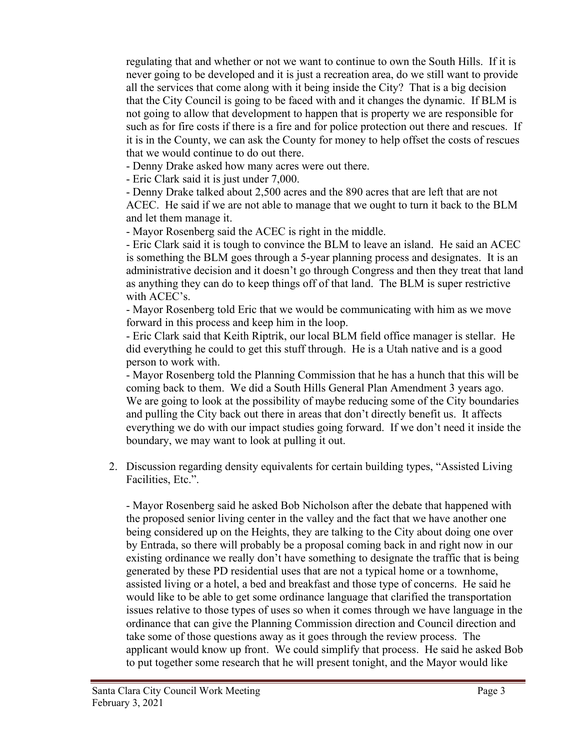regulating that and whether or not we want to continue to own the South Hills. If it is never going to be developed and it is just a recreation area, do we still want to provide all the services that come along with it being inside the City? That is a big decision that the City Council is going to be faced with and it changes the dynamic. If BLM is not going to allow that development to happen that is property we are responsible for such as for fire costs if there is a fire and for police protection out there and rescues. If it is in the County, we can ask the County for money to help offset the costs of rescues that we would continue to do out there.

- Denny Drake asked how many acres were out there.
- Eric Clark said it is just under 7,000.
- Denny Drake talked about 2,500 acres and the 890 acres that are left that are not ACEC. He said if we are not able to manage that we ought to turn it back to the BLM and let them manage it.
- Mayor Rosenberg said the ACEC is right in the middle.
- Eric Clark said it is tough to convince the BLM to leave an island. He said an ACEC is something the BLM goes through a 5-year planning process and designates. It is an administrative decision and it doesn't go through Congress and then they treat that land as anything they can do to keep things off of that land. The BLM is super restrictive with ACEC's.
- Mayor Rosenberg told Eric that we would be communicating with him as we move forward in this process and keep him in the loop.
- Eric Clark said that Keith Riptrik, our local BLM field office manager is stellar. He did everything he could to get this stuff through. He is a Utah native and is a good person to work with.
- Mayor Rosenberg told the Planning Commission that he has a hunch that this will be coming back to them. We did a South Hills General Plan Amendment 3 years ago. We are going to look at the possibility of maybe reducing some of the City boundaries and pulling the City back out there in areas that don't directly benefit us. It affects everything we do with our impact studies going forward. If we don't need it inside the boundary, we may want to look at pulling it out.

2. Discussion regarding density equivalents for certain building types, "Assisted Living Facilities, Etc.".

   - Mayor Rosenberg said he asked Bob Nicholson after the debate that happened with the proposed senior living center in the valley and the fact that we have another one being considered up on the Heights, they are talking to the City about doing one over by Entrada, so there will probably be a proposal coming back in and right now in our existing ordinance we really don't have something to designate the traffic that is being generated by these PD residential uses that are not a typical home or a townhome, assisted living or a hotel, a bed and breakfast and those type of concerns. He said he would like to be able to get some ordinance language that clarified the transportation issues relative to those types of uses so when it comes through we have language in the ordinance that can give the Planning Commission direction and Council direction and take some of those questions away as it goes through the review process. The applicant would know up front. We could simplify that process. He said he asked Bob to put together some research that he will present tonight, and the Mayor would like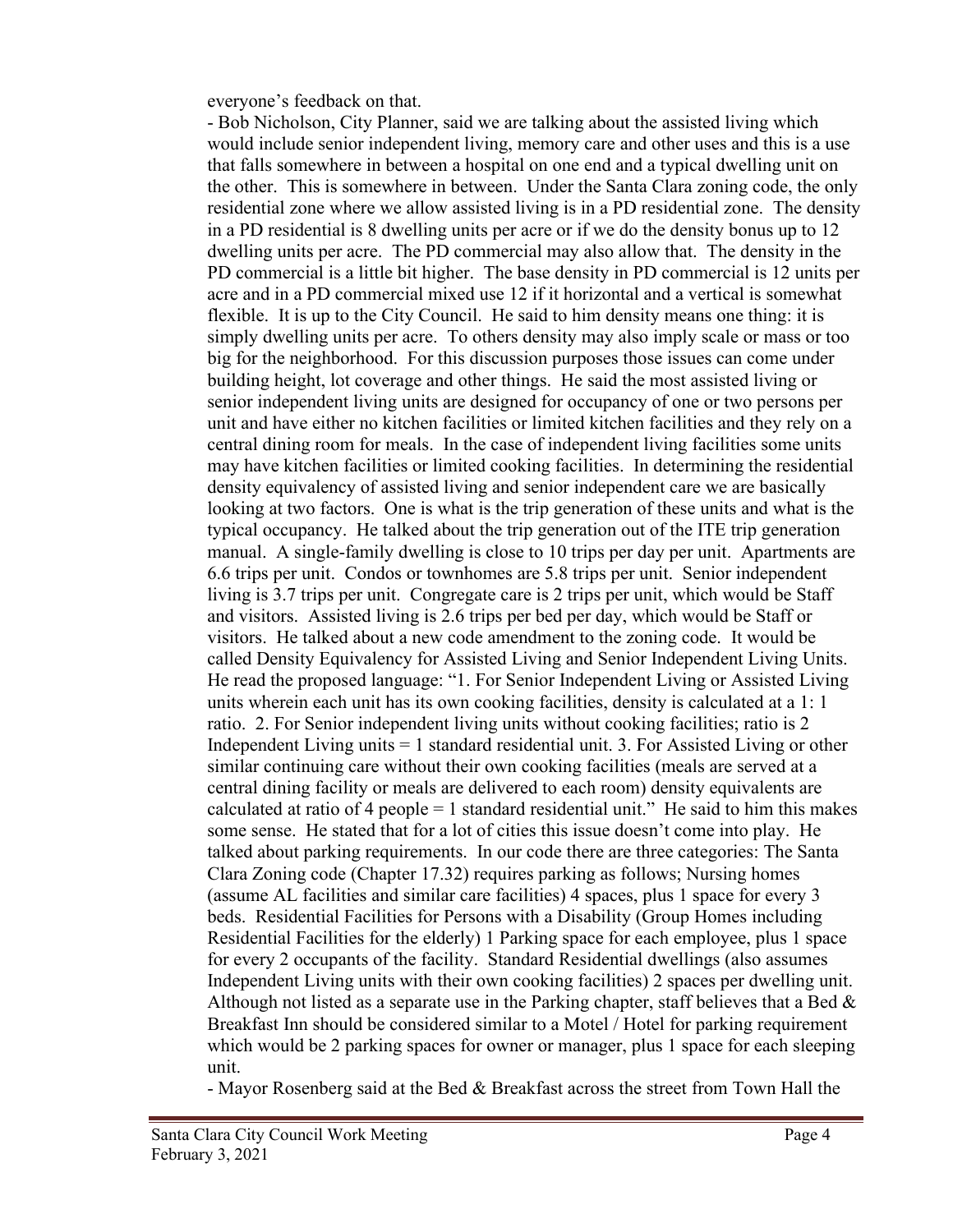everyone's feedback on that.

- Bob Nicholson, City Planner, said we are talking about the assisted living which would include senior independent living, memory care and other uses and this is a use that falls somewhere in between a hospital on one end and a typical dwelling unit on the other. This is somewhere in between. Under the Santa Clara zoning code, the only residential zone where we allow assisted living is in a PD residential zone. The density in a PD residential is 8 dwelling units per acre or if we do the density bonus up to 12 dwelling units per acre. The PD commercial may also allow that. The density in the PD commercial is a little bit higher. The base density in PD commercial is 12 units per acre and in a PD commercial mixed use 12 if it horizontal and a vertical is somewhat flexible. It is up to the City Council. He said to him density means one thing: it is simply dwelling units per acre. To others density may also imply scale or mass or too big for the neighborhood. For this discussion purposes those issues can come under building height, lot coverage and other things. He said the most assisted living or senior independent living units are designed for occupancy of one or two persons per unit and have either no kitchen facilities or limited kitchen facilities and they rely on a central dining room for meals. In the case of independent living facilities some units may have kitchen facilities or limited cooking facilities. In determining the residential density equivalency of assisted living and senior independent care we are basically looking at two factors. One is what is the trip generation of these units and what is the typical occupancy. He talked about the trip generation out of the ITE trip generation manual. A single-family dwelling is close to 10 trips per day per unit. Apartments are 6.6 trips per unit. Condos or townhomes are 5.8 trips per unit. Senior independent living is 3.7 trips per unit. Congregate care is 2 trips per unit, which would be Staff and visitors. Assisted living is 2.6 trips per bed per day, which would be Staff or visitors. He talked about a new code amendment to the zoning code. It would be called Density Equivalency for Assisted Living and Senior Independent Living Units. He read the proposed language: "1. For Senior Independent Living or Assisted Living units wherein each unit has its own cooking facilities, density is calculated at a 1: 1 ratio. 2. For Senior independent living units without cooking facilities; ratio is 2 Independent Living units = 1 standard residential unit. 3. For Assisted Living or other similar continuing care without their own cooking facilities (meals are served at a central dining facility or meals are delivered to each room) density equivalents are calculated at ratio of 4 people = 1 standard residential unit." He said to him this makes some sense. He stated that for a lot of cities this issue doesn't come into play. He talked about parking requirements. In our code there are three categories: The Santa Clara Zoning code (Chapter 17.32) requires parking as follows; Nursing homes (assume AL facilities and similar care facilities) 4 spaces, plus 1 space for every 3 beds. Residential Facilities for Persons with a Disability (Group Homes including Residential Facilities for the elderly) 1 Parking space for each employee, plus 1 space for every 2 occupants of the facility. Standard Residential dwellings (also assumes Independent Living units with their own cooking facilities) 2 spaces per dwelling unit. Although not listed as a separate use in the Parking chapter, staff believes that a Bed & Breakfast Inn should be considered similar to a Motel / Hotel for parking requirement which would be 2 parking spaces for owner or manager, plus 1 space for each sleeping unit.
- Mayor Rosenberg said at the Bed & Breakfast across the street from Town Hall the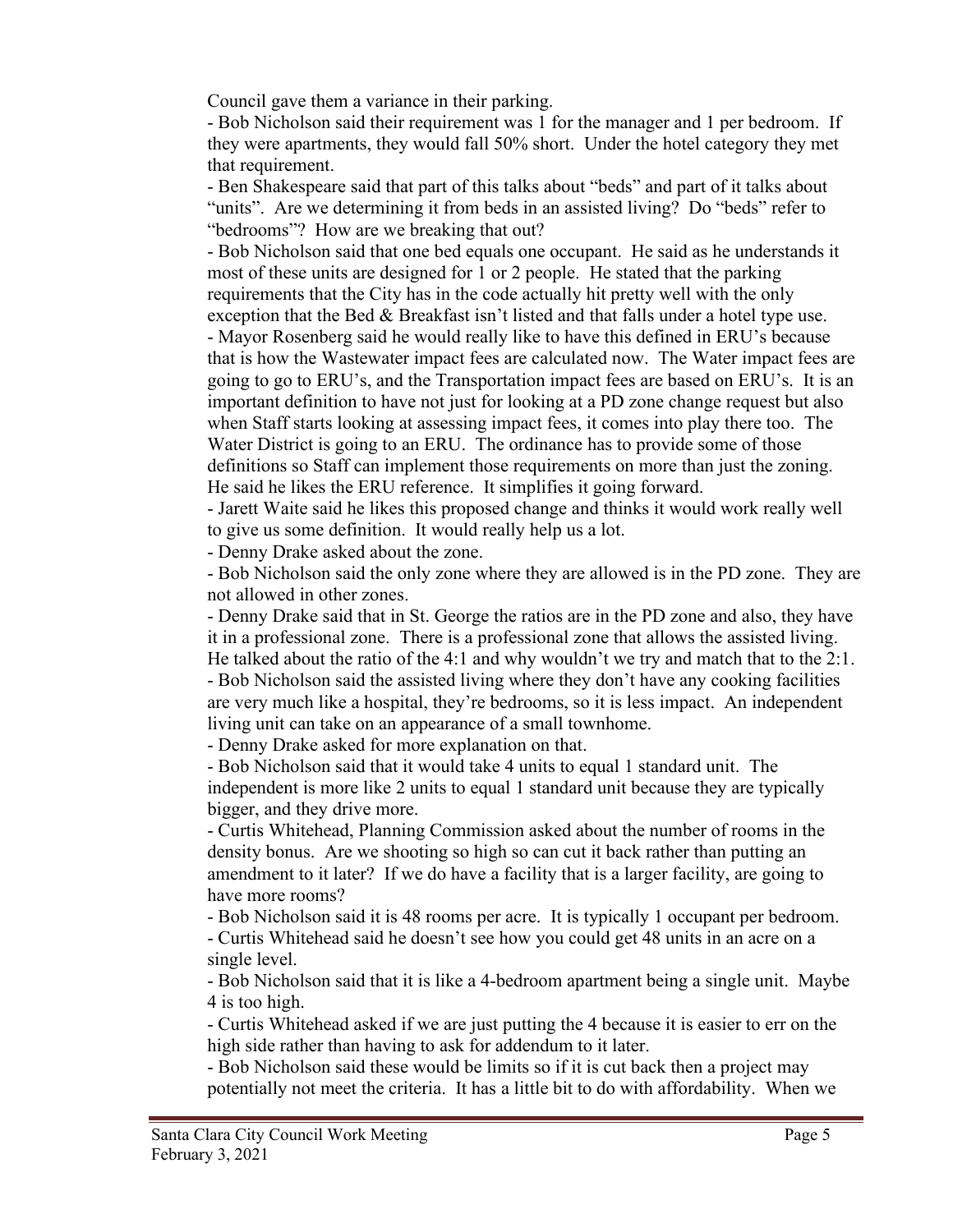Council gave them a variance in their parking.

- Bob Nicholson said their requirement was 1 for the manager and 1 per bedroom. If they were apartments, they would fall 50% short. Under the hotel category they met that requirement.
- Ben Shakespeare said that part of this talks about "beds" and part of it talks about "units". Are we determining it from beds in an assisted living? Do "beds" refer to "bedrooms"? How are we breaking that out?
- Bob Nicholson said that one bed equals one occupant. He said as he understands it most of these units are designed for 1 or 2 people. He stated that the parking requirements that the City has in the code actually hit pretty well with the only exception that the Bed & Breakfast isn't listed and that falls under a hotel type use.
- Mayor Rosenberg said he would really like to have this defined in ERU's because that is how the Wastewater impact fees are calculated now. The Water impact fees are going to go to ERU's, and the Transportation impact fees are based on ERU's. It is an important definition to have not just for looking at a PD zone change request but also when Staff starts looking at assessing impact fees, it comes into play there too. The Water District is going to an ERU. The ordinance has to provide some of those definitions so Staff can implement those requirements on more than just the zoning. He said he likes the ERU reference. It simplifies it going forward.
- Jarett Waite said he likes this proposed change and thinks it would work really well to give us some definition. It would really help us a lot.
- Denny Drake asked about the zone.
- Bob Nicholson said the only zone where they are allowed is in the PD zone. They are not allowed in other zones.
- Denny Drake said that in St. George the ratios are in the PD zone and also, they have it in a professional zone. There is a professional zone that allows the assisted living. He talked about the ratio of the 4:1 and why wouldn't we try and match that to the 2:1.
- Bob Nicholson said the assisted living where they don't have any cooking facilities are very much like a hospital, they're bedrooms, so it is less impact. An independent living unit can take on an appearance of a small townhome.
- Denny Drake asked for more explanation on that.
- Bob Nicholson said that it would take 4 units to equal 1 standard unit. The independent is more like 2 units to equal 1 standard unit because they are typically bigger, and they drive more.
- Curtis Whitehead, Planning Commission asked about the number of rooms in the density bonus. Are we shooting so high so can cut it back rather than putting an amendment to it later? If we do have a facility that is a larger facility, are going to have more rooms?
- Bob Nicholson said it is 48 rooms per acre. It is typically 1 occupant per bedroom.
- Curtis Whitehead said he doesn't see how you could get 48 units in an acre on a single level.
- Bob Nicholson said that it is like a 4-bedroom apartment being a single unit. Maybe 4 is too high.
- Curtis Whitehead asked if we are just putting the 4 because it is easier to err on the high side rather than having to ask for addendum to it later.
- Bob Nicholson said these would be limits so if it is cut back then a project may potentially not meet the criteria. It has a little bit to do with affordability. When we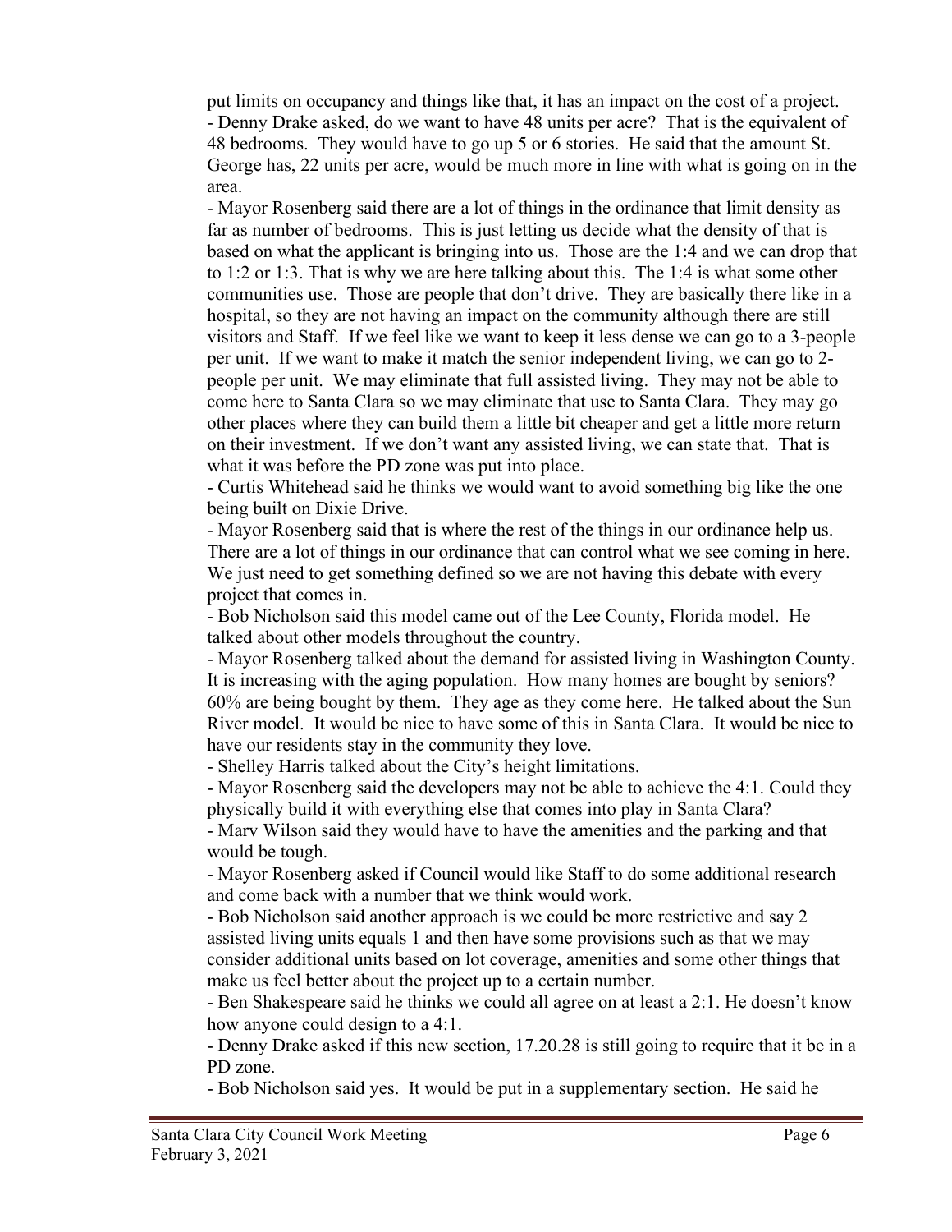put limits on occupancy and things like that, it has an impact on the cost of a project.
- Denny Drake asked, do we want to have 48 units per acre? That is the equivalent of 48 bedrooms. They would have to go up 5 or 6 stories. He said that the amount St. George has, 22 units per acre, would be much more in line with what is going on in the area.
- Mayor Rosenberg said there are a lot of things in the ordinance that limit density as far as number of bedrooms. This is just letting us decide what the density of that is based on what the applicant is bringing into us. Those are the 1:4 and we can drop that to 1:2 or 1:3. That is why we are here talking about this. The 1:4 is what some other communities use. Those are people that don't drive. They are basically there like in a hospital, so they are not having an impact on the community although there are still visitors and Staff. If we feel like we want to keep it less dense we can go to a 3-people per unit. If we want to make it match the senior independent living, we can go to 2-people per unit. We may eliminate that full assisted living. They may not be able to come here to Santa Clara so we may eliminate that use to Santa Clara. They may go other places where they can build them a little bit cheaper and get a little more return on their investment. If we don't want any assisted living, we can state that. That is what it was before the PD zone was put into place.
- Curtis Whitehead said he thinks we would want to avoid something big like the one being built on Dixie Drive.
- Mayor Rosenberg said that is where the rest of the things in our ordinance help us. There are a lot of things in our ordinance that can control what we see coming in here. We just need to get something defined so we are not having this debate with every project that comes in.
- Bob Nicholson said this model came out of the Lee County, Florida model. He talked about other models throughout the country.
- Mayor Rosenberg talked about the demand for assisted living in Washington County. It is increasing with the aging population. How many homes are bought by seniors? 60% are being bought by them. They age as they come here. He talked about the Sun River model. It would be nice to have some of this in Santa Clara. It would be nice to have our residents stay in the community they love.
- Shelley Harris talked about the City's height limitations.
- Mayor Rosenberg said the developers may not be able to achieve the 4:1. Could they physically build it with everything else that comes into play in Santa Clara?
- Marv Wilson said they would have to have the amenities and the parking and that would be tough.
- Mayor Rosenberg asked if Council would like Staff to do some additional research and come back with a number that we think would work.
- Bob Nicholson said another approach is we could be more restrictive and say 2 assisted living units equals 1 and then have some provisions such as that we may consider additional units based on lot coverage, amenities and some other things that make us feel better about the project up to a certain number.
- Ben Shakespeare said he thinks we could all agree on at least a 2:1. He doesn't know how anyone could design to a 4:1.
- Denny Drake asked if this new section, 17.20.28 is still going to require that it be in a PD zone.
- Bob Nicholson said yes. It would be put in a supplementary section. He said he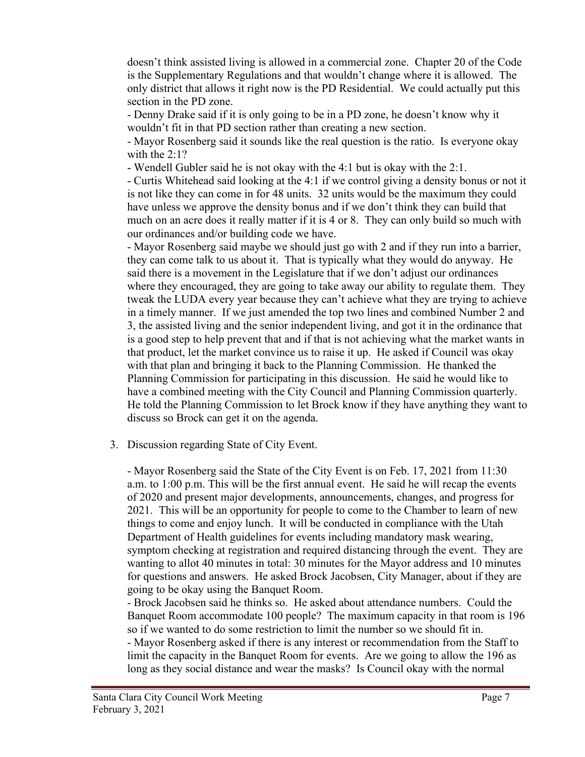doesn't think assisted living is allowed in a commercial zone. Chapter 20 of the Code is the Supplementary Regulations and that wouldn't change where it is allowed. The only district that allows it right now is the PD Residential. We could actually put this section in the PD zone.

- Denny Drake said if it is only going to be in a PD zone, he doesn't know why it wouldn't fit in that PD section rather than creating a new section.
- Mayor Rosenberg said it sounds like the real question is the ratio. Is everyone okay with the 2:1?
- Wendell Gubler said he is not okay with the 4:1 but is okay with the 2:1.
- Curtis Whitehead said looking at the 4:1 if we control giving a density bonus or not it is not like they can come in for 48 units. 32 units would be the maximum they could have unless we approve the density bonus and if we don't think they can build that much on an acre does it really matter if it is 4 or 8. They can only build so much with our ordinances and/or building code we have.
- Mayor Rosenberg said maybe we should just go with 2 and if they run into a barrier, they can come talk to us about it. That is typically what they would do anyway. He said there is a movement in the Legislature that if we don't adjust our ordinances where they encouraged, they are going to take away our ability to regulate them. They tweak the LUDA every year because they can't achieve what they are trying to achieve in a timely manner. If we just amended the top two lines and combined Number 2 and 3, the assisted living and the senior independent living, and got it in the ordinance that is a good step to help prevent that and if that is not achieving what the market wants in that product, let the market convince us to raise it up. He asked if Council was okay with that plan and bringing it back to the Planning Commission. He thanked the Planning Commission for participating in this discussion. He said he would like to have a combined meeting with the City Council and Planning Commission quarterly. He told the Planning Commission to let Brock know if they have anything they want to discuss so Brock can get it on the agenda.

3. Discussion regarding State of City Event.

- Mayor Rosenberg said the State of the City Event is on Feb. 17, 2021 from 11:30 a.m. to 1:00 p.m. This will be the first annual event. He said he will recap the events of 2020 and present major developments, announcements, changes, and progress for 2021. This will be an opportunity for people to come to the Chamber to learn of new things to come and enjoy lunch. It will be conducted in compliance with the Utah Department of Health guidelines for events including mandatory mask wearing, symptom checking at registration and required distancing through the event. They are wanting to allot 40 minutes in total: 30 minutes for the Mayor address and 10 minutes for questions and answers. He asked Brock Jacobsen, City Manager, about if they are going to be okay using the Banquet Room.
- Brock Jacobsen said he thinks so. He asked about attendance numbers. Could the Banquet Room accommodate 100 people? The maximum capacity in that room is 196 so if we wanted to do some restriction to limit the number so we should fit in.
- Mayor Rosenberg asked if there is any interest or recommendation from the Staff to limit the capacity in the Banquet Room for events. Are we going to allow the 196 as long as they social distance and wear the masks? Is Council okay with the normal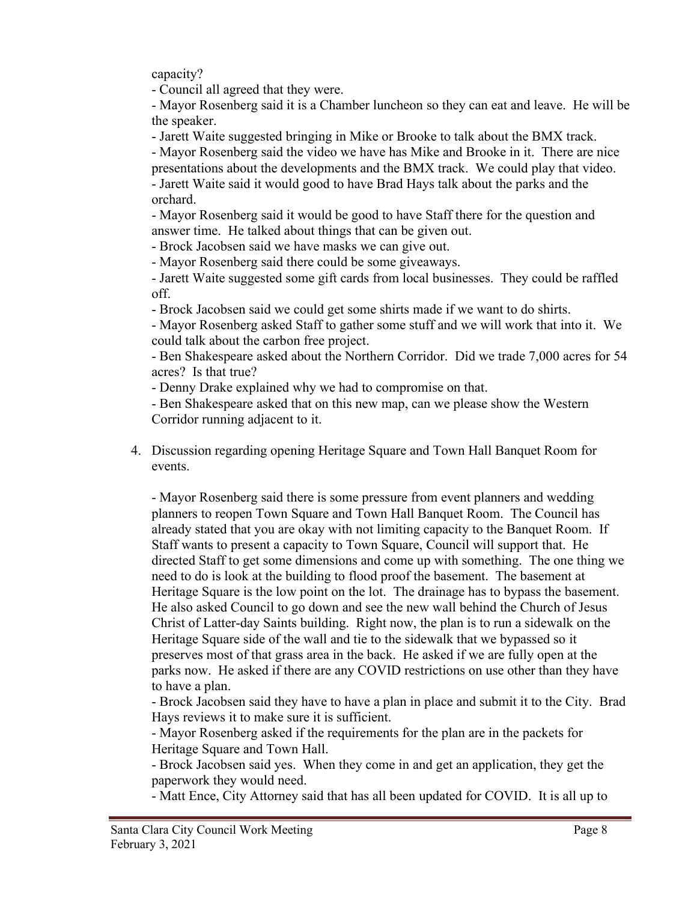capacity?

- Council all agreed that they were.
- Mayor Rosenberg said it is a Chamber luncheon so they can eat and leave. He will be the speaker.
- Jarett Waite suggested bringing in Mike or Brooke to talk about the BMX track.
- Mayor Rosenberg said the video we have has Mike and Brooke in it. There are nice presentations about the developments and the BMX track. We could play that video.
- Jarett Waite said it would good to have Brad Hays talk about the parks and the orchard.
- Mayor Rosenberg said it would be good to have Staff there for the question and answer time. He talked about things that can be given out.
- Brock Jacobsen said we have masks we can give out.
- Mayor Rosenberg said there could be some giveaways.
- Jarett Waite suggested some gift cards from local businesses. They could be raffled off.
- Brock Jacobsen said we could get some shirts made if we want to do shirts.
- Mayor Rosenberg asked Staff to gather some stuff and we will work that into it. We could talk about the carbon free project.
- Ben Shakespeare asked about the Northern Corridor. Did we trade 7,000 acres for 54 acres? Is that true?
- Denny Drake explained why we had to compromise on that.
- Ben Shakespeare asked that on this new map, can we please show the Western Corridor running adjacent to it.

4. Discussion regarding opening Heritage Square and Town Hall Banquet Room for events.

   - Mayor Rosenberg said there is some pressure from event planners and wedding planners to reopen Town Square and Town Hall Banquet Room. The Council has already stated that you are okay with not limiting capacity to the Banquet Room. If Staff wants to present a capacity to Town Square, Council will support that. He directed Staff to get some dimensions and come up with something. The one thing we need to do is look at the building to flood proof the basement. The basement at Heritage Square is the low point on the lot. The drainage has to bypass the basement. He also asked Council to go down and see the new wall behind the Church of Jesus Christ of Latter-day Saints building. Right now, the plan is to run a sidewalk on the Heritage Square side of the wall and tie to the sidewalk that we bypassed so it preserves most of that grass area in the back. He asked if we are fully open at the parks now. He asked if there are any COVID restrictions on use other than they have to have a plan.
   - Brock Jacobsen said they have to have a plan in place and submit it to the City. Brad Hays reviews it to make sure it is sufficient.
   - Mayor Rosenberg asked if the requirements for the plan are in the packets for Heritage Square and Town Hall.
   - Brock Jacobsen said yes. When they come in and get an application, they get the paperwork they would need.
   - Matt Ence, City Attorney said that has all been updated for COVID. It is all up to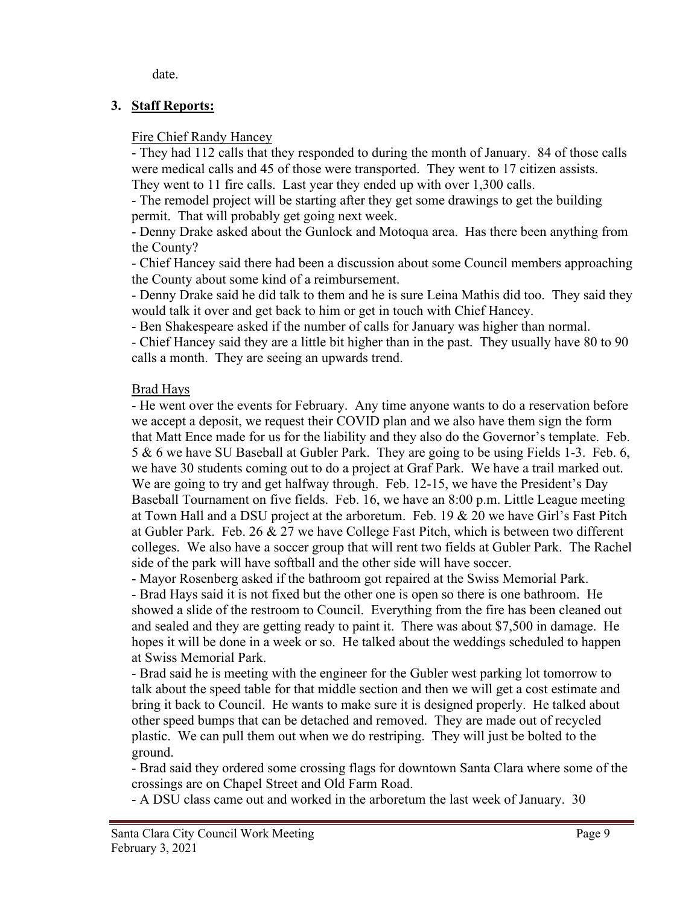date.

3. **Staff Reports:**

Fire Chief Randy Hancey

- They had 112 calls that they responded to during the month of January. 84 of those calls were medical calls and 45 of those were transported. They went to 17 citizen assists. They went to 11 fire calls. Last year they ended up with over 1,300 calls.
- The remodel project will be starting after they get some drawings to get the building permit. That will probably get going next week.
- Denny Drake asked about the Gunlock and Motoqua area. Has there been anything from the County?
- Chief Hancey said there had been a discussion about some Council members approaching the County about some kind of a reimbursement.
- Denny Drake said he did talk to them and he is sure Leina Mathis did too. They said they would talk it over and get back to him or get in touch with Chief Hancey.
- Ben Shakespeare asked if the number of calls for January was higher than normal.
- Chief Hancey said they are a little bit higher than in the past. They usually have 80 to 90 calls a month. They are seeing an upwards trend.

Brad Hays

- He went over the events for February. Any time anyone wants to do a reservation before we accept a deposit, we request their COVID plan and we also have them sign the form that Matt Ence made for us for the liability and they also do the Governor's template. Feb. 5 & 6 we have SU Baseball at Gubler Park. They are going to be using Fields 1-3. Feb. 6, we have 30 students coming out to do a project at Graf Park. We have a trail marked out. We are going to try and get halfway through. Feb. 12-15, we have the President's Day Baseball Tournament on five fields. Feb. 16, we have an 8:00 p.m. Little League meeting at Town Hall and a DSU project at the arboretum. Feb. 19 & 20 we have Girl's Fast Pitch at Gubler Park. Feb. 26 & 27 we have College Fast Pitch, which is between two different colleges. We also have a soccer group that will rent two fields at Gubler Park. The Rachel side of the park will have softball and the other side will have soccer.
- Mayor Rosenberg asked if the bathroom got repaired at the Swiss Memorial Park.
- Brad Hays said it is not fixed but the other one is open so there is one bathroom. He showed a slide of the restroom to Council. Everything from the fire has been cleaned out and sealed and they are getting ready to paint it. There was about $7,500 in damage. He hopes it will be done in a week or so. He talked about the weddings scheduled to happen at Swiss Memorial Park.
- Brad said he is meeting with the engineer for the Gubler west parking lot tomorrow to talk about the speed table for that middle section and then we will get a cost estimate and bring it back to Council. He wants to make sure it is designed properly. He talked about other speed bumps that can be detached and removed. They are made out of recycled plastic. We can pull them out when we do restriping. They will just be bolted to the ground.
- Brad said they ordered some crossing flags for downtown Santa Clara where some of the crossings are on Chapel Street and Old Farm Road.
- A DSU class came out and worked in the arboretum the last week of January. 30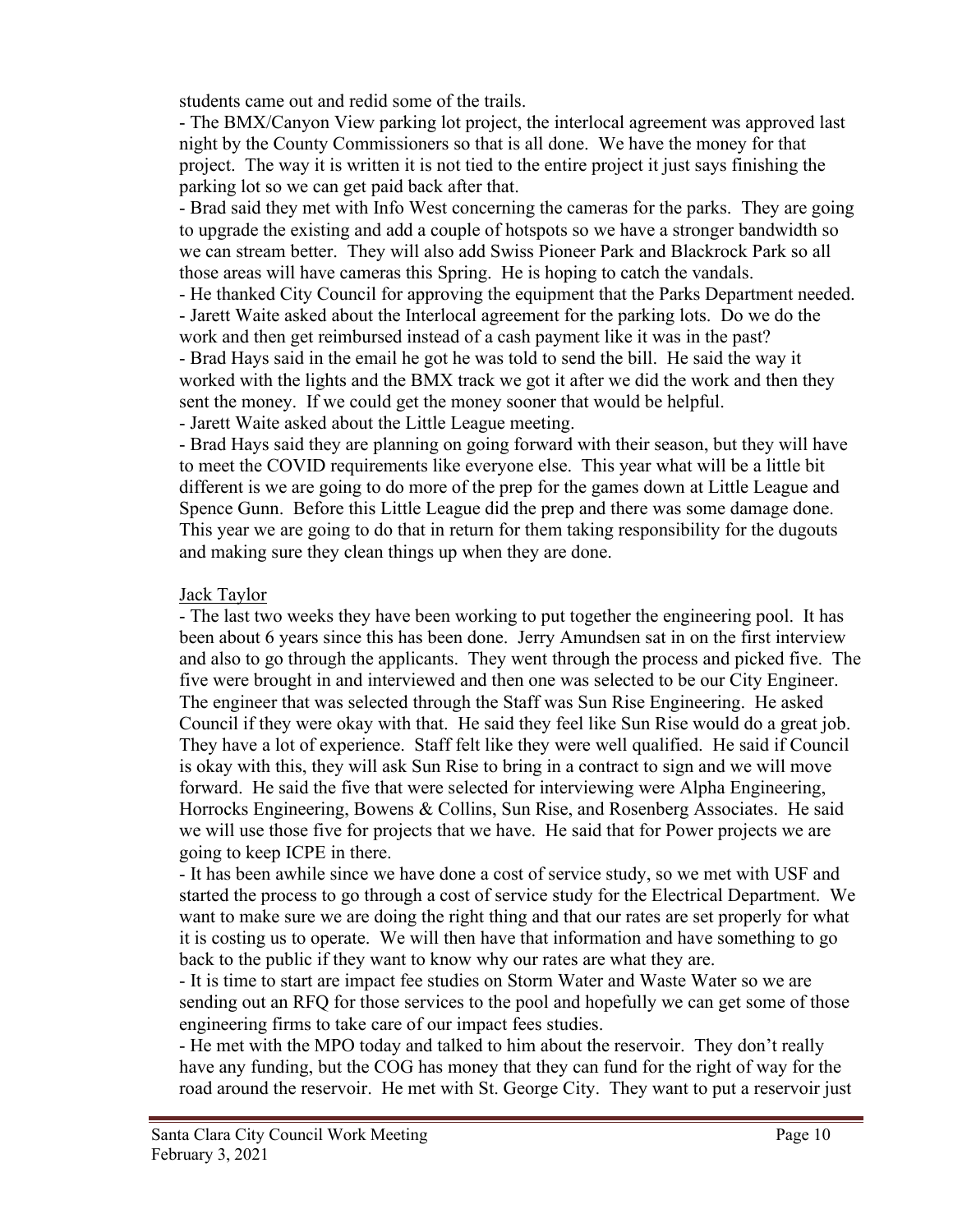students came out and redid some of the trails.

- The BMX/Canyon View parking lot project, the interlocal agreement was approved last night by the County Commissioners so that is all done. We have the money for that project. The way it is written it is not tied to the entire project it just says finishing the parking lot so we can get paid back after that.
- Brad said they met with Info West concerning the cameras for the parks. They are going to upgrade the existing and add a couple of hotspots so we have a stronger bandwidth so we can stream better. They will also add Swiss Pioneer Park and Blackrock Park so all those areas will have cameras this Spring. He is hoping to catch the vandals.
- He thanked City Council for approving the equipment that the Parks Department needed.
- Jarett Waite asked about the Interlocal agreement for the parking lots. Do we do the work and then get reimbursed instead of a cash payment like it was in the past?
- Brad Hays said in the email he got he was told to send the bill. He said the way it worked with the lights and the BMX track we got it after we did the work and then they sent the money. If we could get the money sooner that would be helpful.
- Jarett Waite asked about the Little League meeting.
- Brad Hays said they are planning on going forward with their season, but they will have to meet the COVID requirements like everyone else. This year what will be a little bit different is we are going to do more of the prep for the games down at Little League and Spence Gunn. Before this Little League did the prep and there was some damage done. This year we are going to do that in return for them taking responsibility for the dugouts and making sure they clean things up when they are done.

<u>Jack Taylor</u>

- The last two weeks they have been working to put together the engineering pool. It has been about 6 years since this has been done. Jerry Amundsen sat in on the first interview and also to go through the applicants. They went through the process and picked five. The five were brought in and interviewed and then one was selected to be our City Engineer. The engineer that was selected through the Staff was Sun Rise Engineering. He asked Council if they were okay with that. He said they feel like Sun Rise would do a great job. They have a lot of experience. Staff felt like they were well qualified. He said if Council is okay with this, they will ask Sun Rise to bring in a contract to sign and we will move forward. He said the five that were selected for interviewing were Alpha Engineering, Horrocks Engineering, Bowens & Collins, Sun Rise, and Rosenberg Associates. He said we will use those five for projects that we have. He said that for Power projects we are going to keep ICPE in there.
- It has been awhile since we have done a cost of service study, so we met with USF and started the process to go through a cost of service study for the Electrical Department. We want to make sure we are doing the right thing and that our rates are set properly for what it is costing us to operate. We will then have that information and have something to go back to the public if they want to know why our rates are what they are.
- It is time to start are impact fee studies on Storm Water and Waste Water so we are sending out an RFQ for those services to the pool and hopefully we can get some of those engineering firms to take care of our impact fees studies.
- He met with the MPO today and talked to him about the reservoir. They don't really have any funding, but the COG has money that they can fund for the right of way for the road around the reservoir. He met with St. George City. They want to put a reservoir just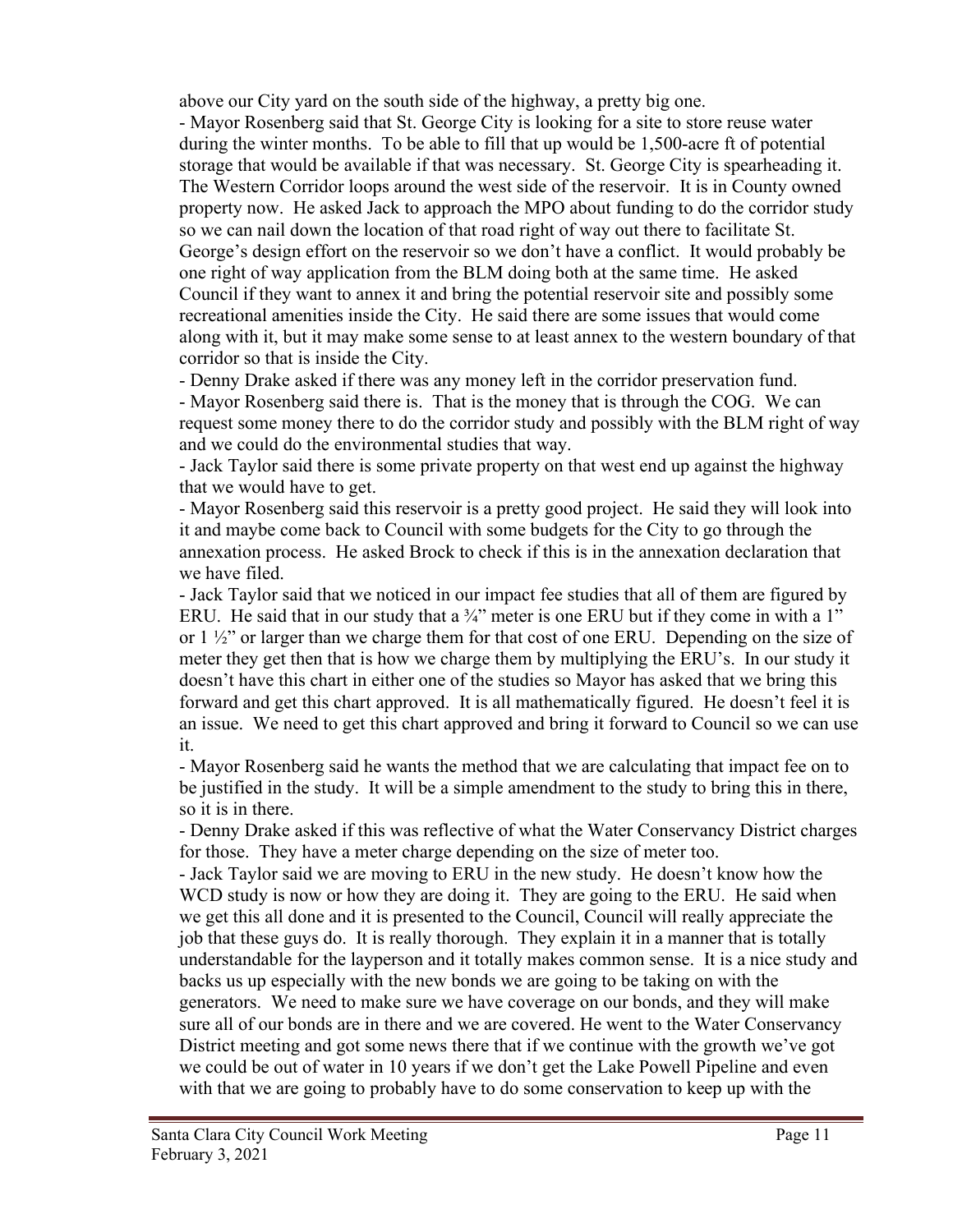above our City yard on the south side of the highway, a pretty big one.

- Mayor Rosenberg said that St. George City is looking for a site to store reuse water during the winter months. To be able to fill that up would be 1,500-acre ft of potential storage that would be available if that was necessary. St. George City is spearheading it. The Western Corridor loops around the west side of the reservoir. It is in County owned property now. He asked Jack to approach the MPO about funding to do the corridor study so we can nail down the location of that road right of way out there to facilitate St. George's design effort on the reservoir so we don't have a conflict. It would probably be one right of way application from the BLM doing both at the same time. He asked Council if they want to annex it and bring the potential reservoir site and possibly some recreational amenities inside the City. He said there are some issues that would come along with it, but it may make some sense to at least annex to the western boundary of that corridor so that is inside the City.
- Denny Drake asked if there was any money left in the corridor preservation fund.
- Mayor Rosenberg said there is. That is the money that is through the COG. We can request some money there to do the corridor study and possibly with the BLM right of way and we could do the environmental studies that way.
- Jack Taylor said there is some private property on that west end up against the highway that we would have to get.
- Mayor Rosenberg said this reservoir is a pretty good project. He said they will look into it and maybe come back to Council with some budgets for the City to go through the annexation process. He asked Brock to check if this is in the annexation declaration that we have filed.
- Jack Taylor said that we noticed in our impact fee studies that all of them are figured by ERU. He said that in our study that a ¾" meter is one ERU but if they come in with a 1" or 1 ½" or larger than we charge them for that cost of one ERU. Depending on the size of meter they get then that is how we charge them by multiplying the ERU's. In our study it doesn't have this chart in either one of the studies so Mayor has asked that we bring this forward and get this chart approved. It is all mathematically figured. He doesn't feel it is an issue. We need to get this chart approved and bring it forward to Council so we can use it.
- Mayor Rosenberg said he wants the method that we are calculating that impact fee on to be justified in the study. It will be a simple amendment to the study to bring this in there, so it is in there.
- Denny Drake asked if this was reflective of what the Water Conservancy District charges for those. They have a meter charge depending on the size of meter too.
- Jack Taylor said we are moving to ERU in the new study. He doesn't know how the WCD study is now or how they are doing it. They are going to the ERU. He said when we get this all done and it is presented to the Council, Council will really appreciate the job that these guys do. It is really thorough. They explain it in a manner that is totally understandable for the layperson and it totally makes common sense. It is a nice study and backs us up especially with the new bonds we are going to be taking on with the generators. We need to make sure we have coverage on our bonds, and they will make sure all of our bonds are in there and we are covered. He went to the Water Conservancy District meeting and got some news there that if we continue with the growth we've got we could be out of water in 10 years if we don't get the Lake Powell Pipeline and even with that we are going to probably have to do some conservation to keep up with the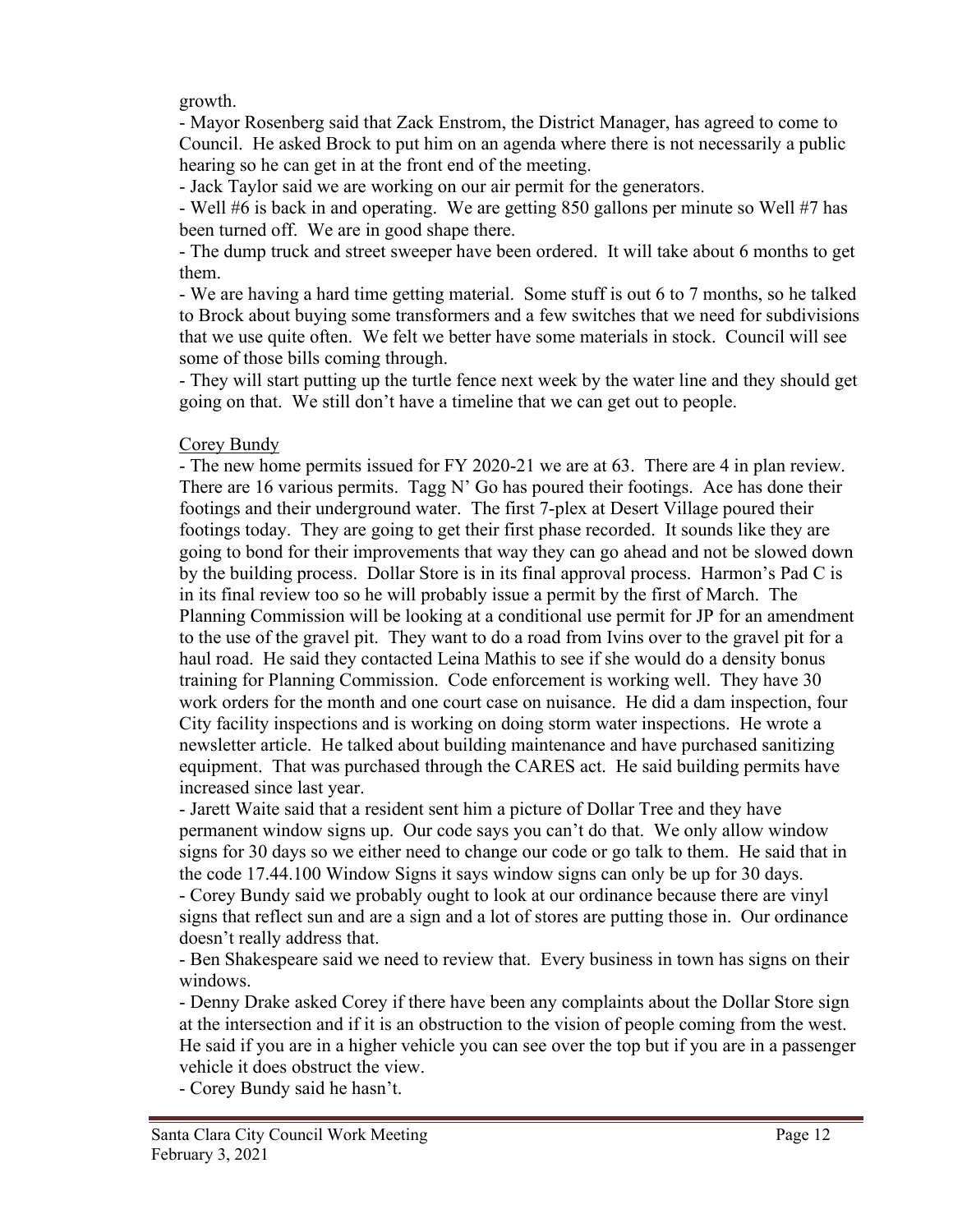growth.

- Mayor Rosenberg said that Zack Enstrom, the District Manager, has agreed to come to Council. He asked Brock to put him on an agenda where there is not necessarily a public hearing so he can get in at the front end of the meeting.
- Jack Taylor said we are working on our air permit for the generators.
- Well #6 is back in and operating. We are getting 850 gallons per minute so Well #7 has been turned off. We are in good shape there.
- The dump truck and street sweeper have been ordered. It will take about 6 months to get them.
- We are having a hard time getting material. Some stuff is out 6 to 7 months, so he talked to Brock about buying some transformers and a few switches that we need for subdivisions that we use quite often. We felt we better have some materials in stock. Council will see some of those bills coming through.
- They will start putting up the turtle fence next week by the water line and they should get going on that. We still don't have a timeline that we can get out to people.

Corey Bundy

- The new home permits issued for FY 2020-21 we are at 63. There are 4 in plan review. There are 16 various permits. Tagg N' Go has poured their footings. Ace has done their footings and their underground water. The first 7-plex at Desert Village poured their footings today. They are going to get their first phase recorded. It sounds like they are going to bond for their improvements that way they can go ahead and not be slowed down by the building process. Dollar Store is in its final approval process. Harmon's Pad C is in its final review too so he will probably issue a permit by the first of March. The Planning Commission will be looking at a conditional use permit for JP for an amendment to the use of the gravel pit. They want to do a road from Ivins over to the gravel pit for a haul road. He said they contacted Leina Mathis to see if she would do a density bonus training for Planning Commission. Code enforcement is working well. They have 30 work orders for the month and one court case on nuisance. He did a dam inspection, four City facility inspections and is working on doing storm water inspections. He wrote a newsletter article. He talked about building maintenance and have purchased sanitizing equipment. That was purchased through the CARES act. He said building permits have increased since last year.
- Jarett Waite said that a resident sent him a picture of Dollar Tree and they have permanent window signs up. Our code says you can't do that. We only allow window signs for 30 days so we either need to change our code or go talk to them. He said that in the code 17.44.100 Window Signs it says window signs can only be up for 30 days.
- Corey Bundy said we probably ought to look at our ordinance because there are vinyl signs that reflect sun and are a sign and a lot of stores are putting those in. Our ordinance doesn't really address that.
- Ben Shakespeare said we need to review that. Every business in town has signs on their windows.
- Denny Drake asked Corey if there have been any complaints about the Dollar Store sign at the intersection and if it is an obstruction to the vision of people coming from the west. He said if you are in a higher vehicle you can see over the top but if you are in a passenger vehicle it does obstruct the view.
- Corey Bundy said he hasn't.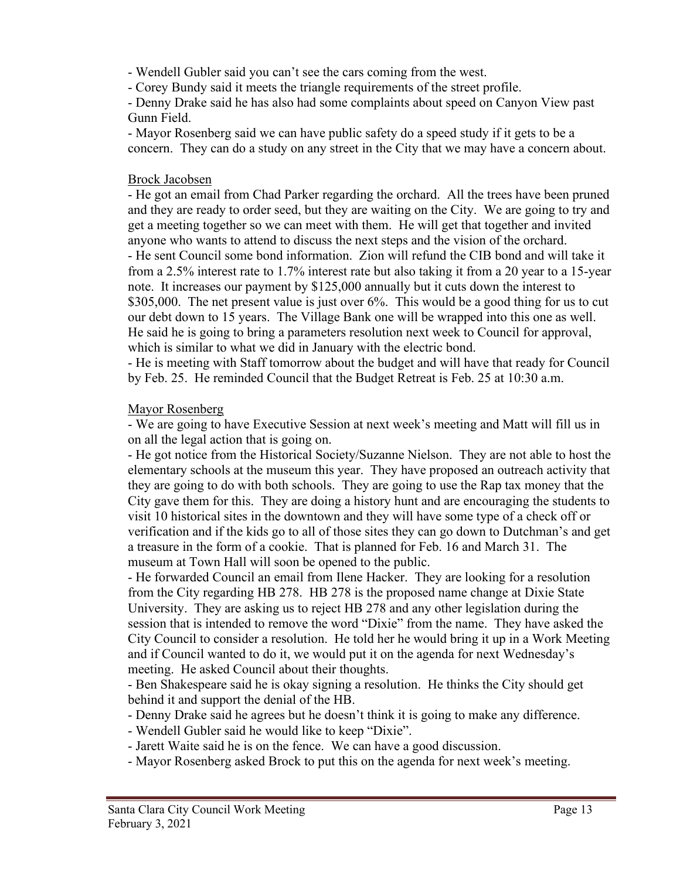- Wendell Gubler said you can't see the cars coming from the west.
- Corey Bundy said it meets the triangle requirements of the street profile.
- Denny Drake said he has also had some complaints about speed on Canyon View past Gunn Field.
- Mayor Rosenberg said we can have public safety do a speed study if it gets to be a concern. They can do a study on any street in the City that we may have a concern about.

Brock Jacobsen

- He got an email from Chad Parker regarding the orchard. All the trees have been pruned and they are ready to order seed, but they are waiting on the City. We are going to try and get a meeting together so we can meet with them. He will get that together and invited anyone who wants to attend to discuss the next steps and the vision of the orchard.
- He sent Council some bond information. Zion will refund the CIB bond and will take it from a 2.5% interest rate to 1.7% interest rate but also taking it from a 20 year to a 15-year note. It increases our payment by $125,000 annually but it cuts down the interest to $305,000. The net present value is just over 6%. This would be a good thing for us to cut our debt down to 15 years. The Village Bank one will be wrapped into this one as well. He said he is going to bring a parameters resolution next week to Council for approval, which is similar to what we did in January with the electric bond.
- He is meeting with Staff tomorrow about the budget and will have that ready for Council by Feb. 25. He reminded Council that the Budget Retreat is Feb. 25 at 10:30 a.m.

Mayor Rosenberg

- We are going to have Executive Session at next week's meeting and Matt will fill us in on all the legal action that is going on.
- He got notice from the Historical Society/Suzanne Nielson. They are not able to host the elementary schools at the museum this year. They have proposed an outreach activity that they are going to do with both schools. They are going to use the Rap tax money that the City gave them for this. They are doing a history hunt and are encouraging the students to visit 10 historical sites in the downtown and they will have some type of a check off or verification and if the kids go to all of those sites they can go down to Dutchman's and get a treasure in the form of a cookie. That is planned for Feb. 16 and March 31. The museum at Town Hall will soon be opened to the public.
- He forwarded Council an email from Ilene Hacker. They are looking for a resolution from the City regarding HB 278. HB 278 is the proposed name change at Dixie State University. They are asking us to reject HB 278 and any other legislation during the session that is intended to remove the word "Dixie" from the name. They have asked the City Council to consider a resolution. He told her he would bring it up in a Work Meeting and if Council wanted to do it, we would put it on the agenda for next Wednesday's meeting. He asked Council about their thoughts.
- Ben Shakespeare said he is okay signing a resolution. He thinks the City should get behind it and support the denial of the HB.
- Denny Drake said he agrees but he doesn't think it is going to make any difference.
- Wendell Gubler said he would like to keep "Dixie".
- Jarett Waite said he is on the fence. We can have a good discussion.
- Mayor Rosenberg asked Brock to put this on the agenda for next week's meeting.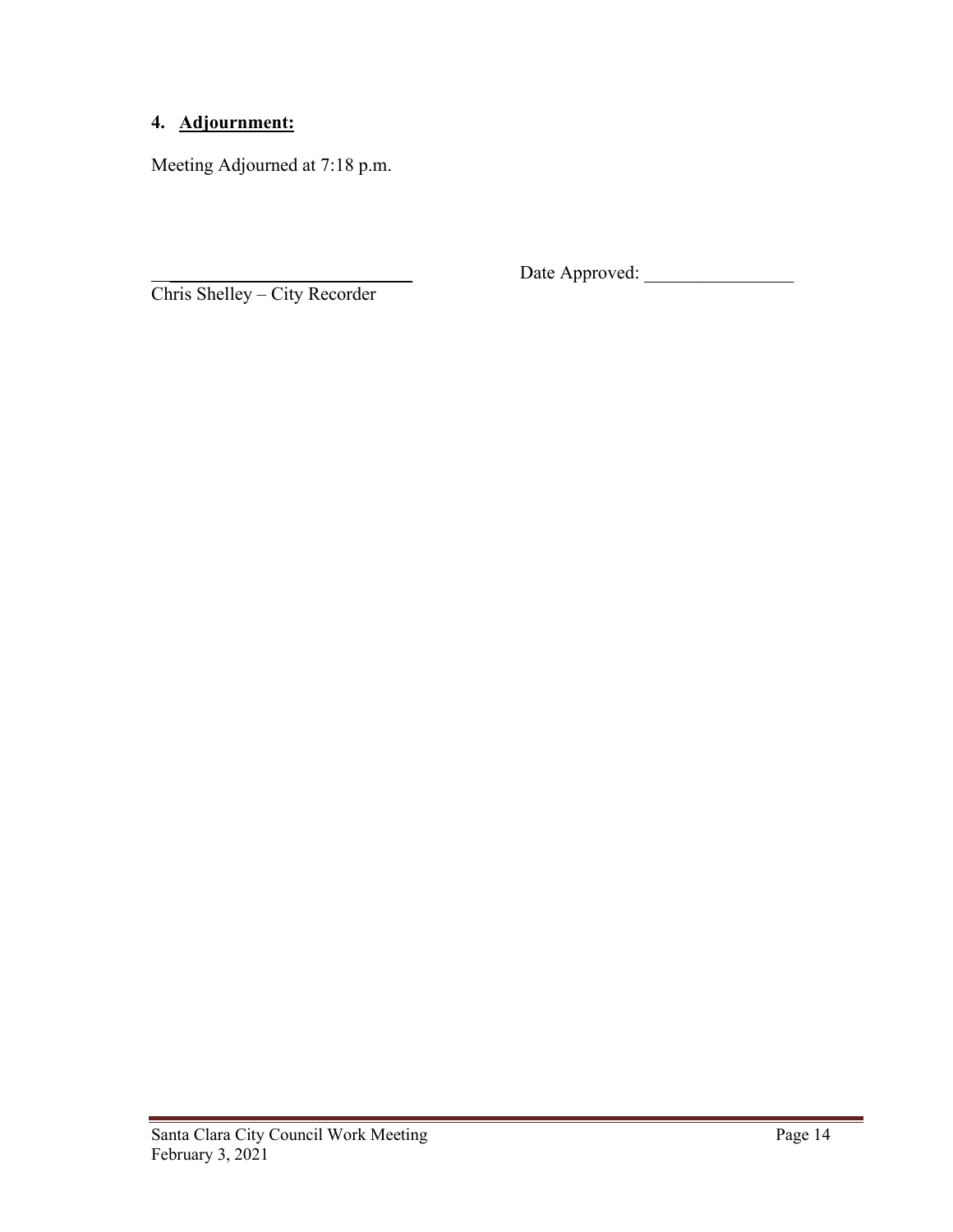### 4. **Adjournment:**

Meeting Adjourned at 7:18 p.m.

\_\_\_\_\_\_\_\_\_\_\_\_\_\_\_\_\_\_\_\_\_\_\_\_\_\_\_\_ Date Approved: \_\_\_\_\_\_\_\_\_\_\_\_\_\_\_\_

Chris Shelley – City Recorder